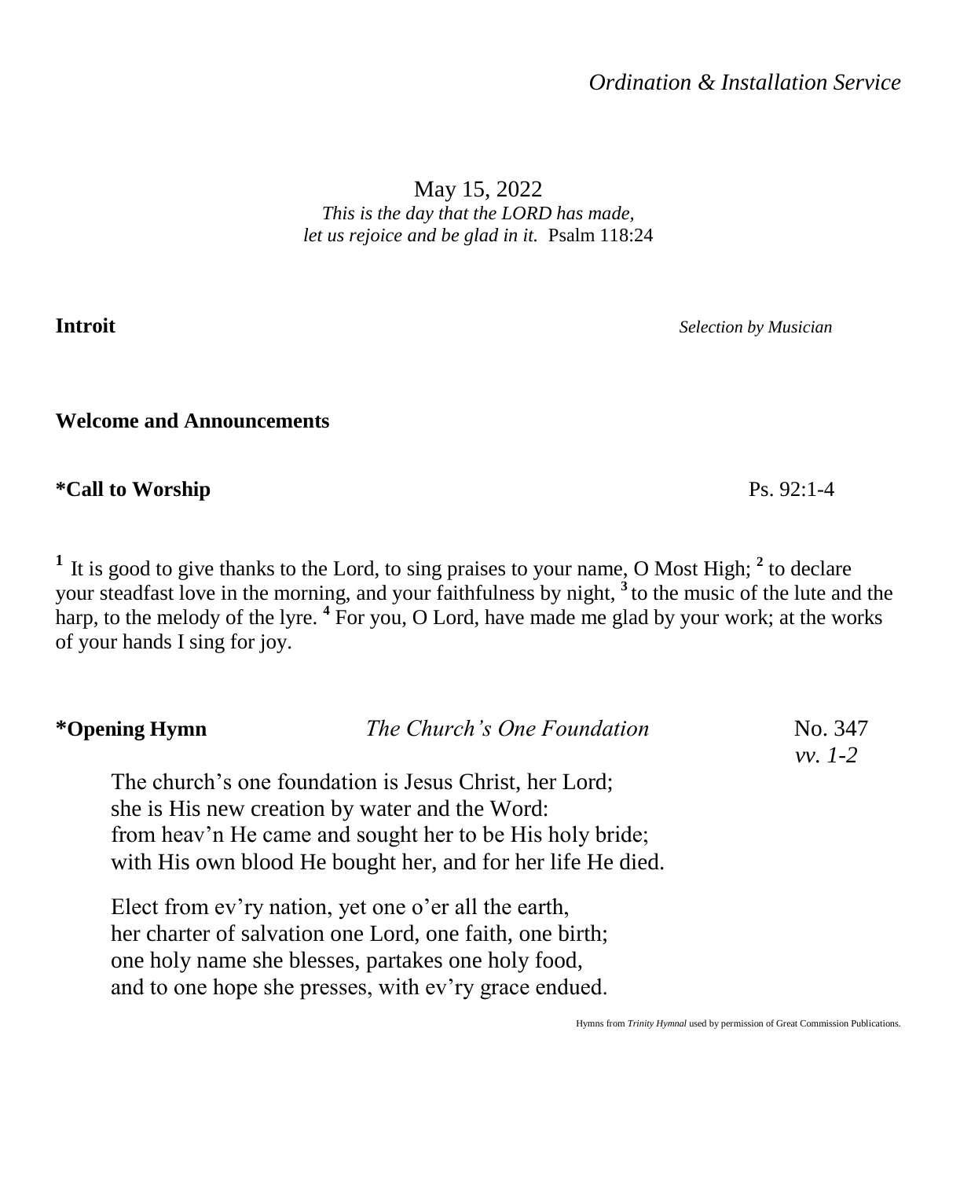*Ordination & Installation Service*

May 15, 2022

*This is the day that the LORD has made,*
*let us rejoice and be glad in it.* Psalm 118:24

**Introit** *Selection by Musician*

**Welcome and Announcements**

**\*Call to Worship** Ps. 92:1-4

[1] It is good to give thanks to the Lord, to sing praises to your name, O Most High; [2] to declare your steadfast love in the morning, and your faithfulness by night, [3] to the music of the lute and the harp, to the melody of the lyre. [4] For you, O Lord, have made me glad by your work; at the works of your hands I sing for joy.

**\*Opening Hymn** *The Church's One Foundation* No. 347 *vv. 1-2*

The church's one foundation is Jesus Christ, her Lord;
she is His new creation by water and the Word:
from heav'n He came and sought her to be His holy bride;
with His own blood He bought her, and for her life He died.

Elect from ev'ry nation, yet one o'er all the earth,
her charter of salvation one Lord, one faith, one birth;
one holy name she blesses, partakes one holy food,
and to one hope she presses, with ev'ry grace endued.

Hymns from *Trinity Hymnal* used by permission of Great Commission Publications.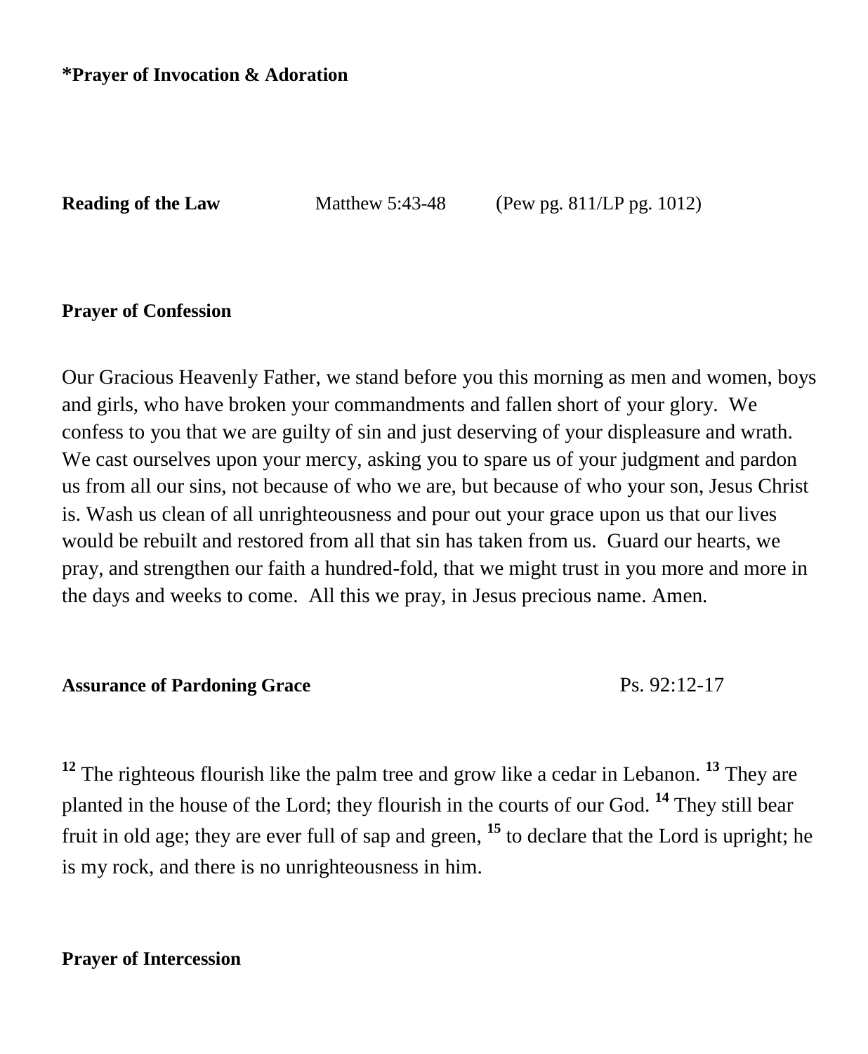**\*Prayer of Invocation & Adoration**

**Reading of the Law** Matthew 5:43-48 (Pew pg. 811/LP pg. 1012)

**Prayer of Confession**

Our Gracious Heavenly Father, we stand before you this morning as men and women, boys and girls, who have broken your commandments and fallen short of your glory. We confess to you that we are guilty of sin and just deserving of your displeasure and wrath. We cast ourselves upon your mercy, asking you to spare us of your judgment and pardon us from all our sins, not because of who we are, but because of who your son, Jesus Christ is. Wash us clean of all unrighteousness and pour out your grace upon us that our lives would be rebuilt and restored from all that sin has taken from us. Guard our hearts, we pray, and strengthen our faith a hundred-fold, that we might trust in you more and more in the days and weeks to come. All this we pray, in Jesus precious name. Amen.

**Assurance of Pardoning Grace** Ps. 92:12-17

**12** The righteous flourish like the palm tree and grow like a cedar in Lebanon. **13** They are planted in the house of the Lord; they flourish in the courts of our God. **14** They still bear fruit in old age; they are ever full of sap and green, **15** to declare that the Lord is upright; he is my rock, and there is no unrighteousness in him.

**Prayer of Intercession**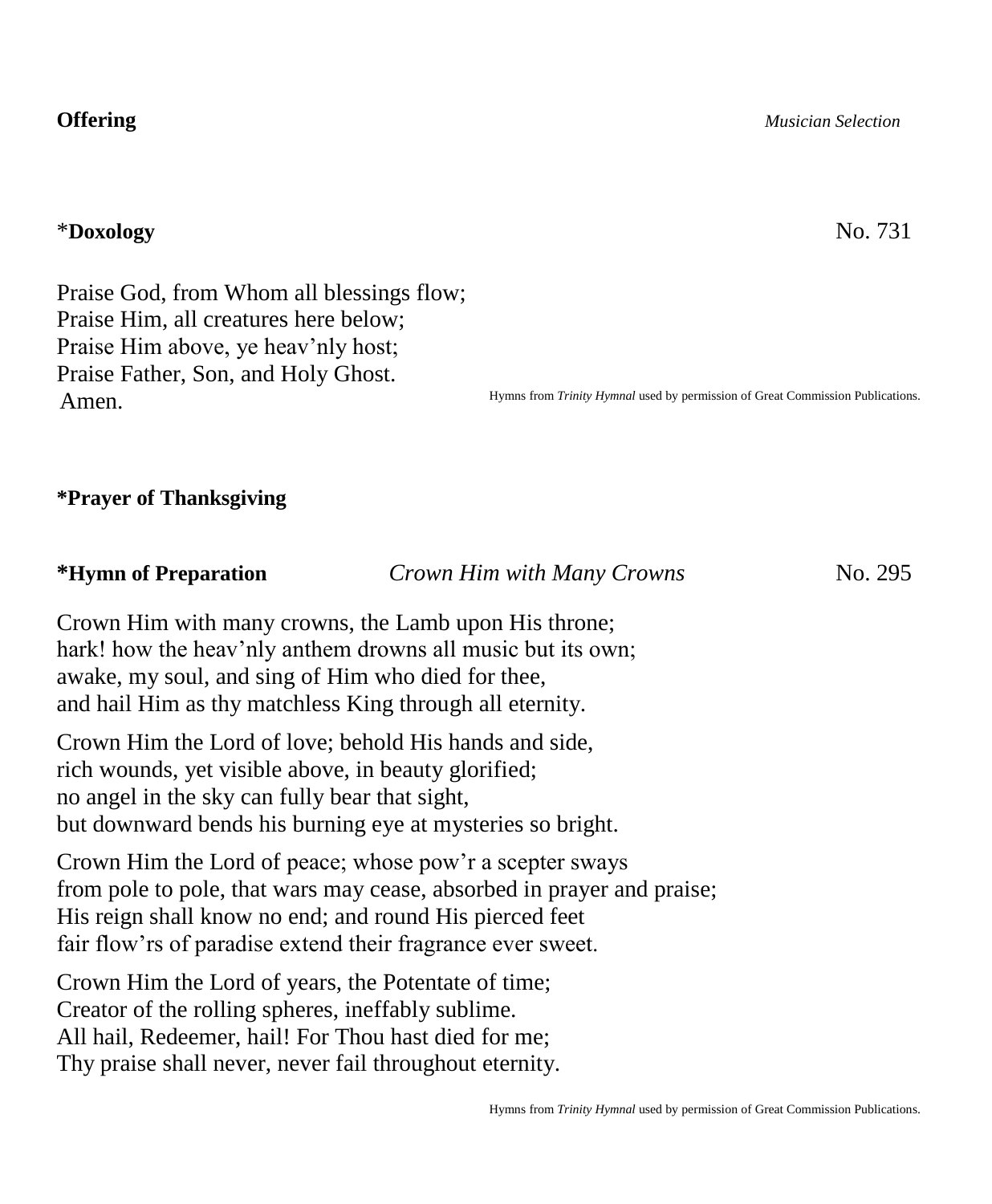**Offering** *Musician Selection*

\***Doxology** No. 731

Praise God, from Whom all blessings flow;
Praise Him, all creatures here below;
Praise Him above, ye heav'nly host;
Praise Father, Son, and Holy Ghost.
Amen.

Hymns from *Trinity Hymnal* used by permission of Great Commission Publications.

**\*Prayer of Thanksgiving**

**\*Hymn of Preparation** *Crown Him with Many Crowns* No. 295

Crown Him with many crowns, the Lamb upon His throne;
hark! how the heav'nly anthem drowns all music but its own;
awake, my soul, and sing of Him who died for thee,
and hail Him as thy matchless King through all eternity.

Crown Him the Lord of love; behold His hands and side,
rich wounds, yet visible above, in beauty glorified;
no angel in the sky can fully bear that sight,
but downward bends his burning eye at mysteries so bright.

Crown Him the Lord of peace; whose pow'r a scepter sways
from pole to pole, that wars may cease, absorbed in prayer and praise;
His reign shall know no end; and round His pierced feet
fair flow'rs of paradise extend their fragrance ever sweet.

Crown Him the Lord of years, the Potentate of time;
Creator of the rolling spheres, ineffably sublime.
All hail, Redeemer, hail! For Thou hast died for me;
Thy praise shall never, never fail throughout eternity.

Hymns from *Trinity Hymnal* used by permission of Great Commission Publications.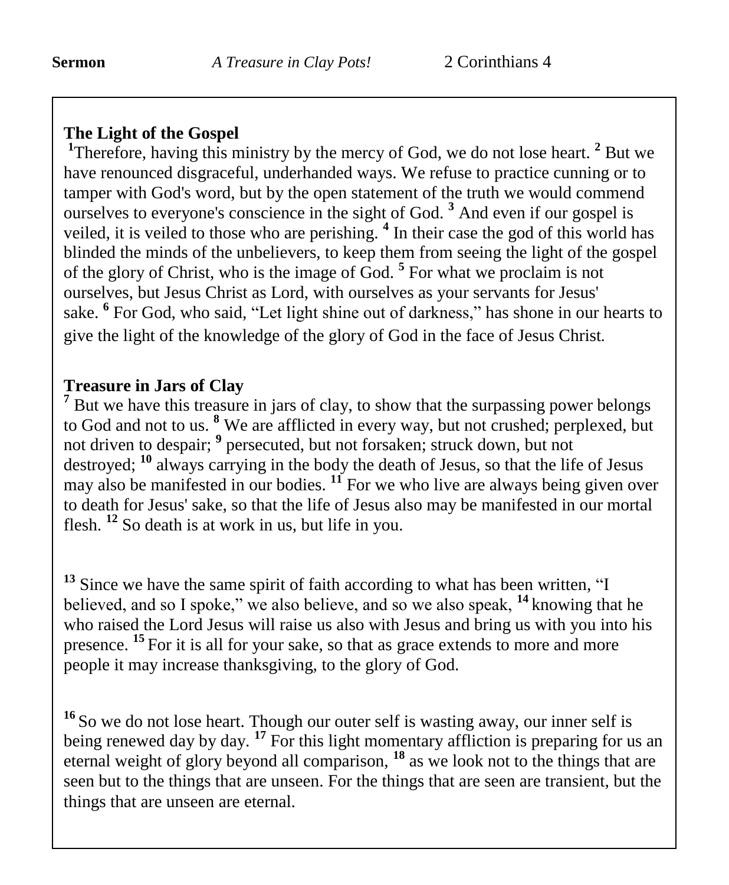**Sermon** *A Treasure in Clay Pots!* 2 Corinthians 4

## The Light of the Gospel

[1]Therefore, having this ministry by the mercy of God, we do not lose heart. [2] But we have renounced disgraceful, underhanded ways. We refuse to practice cunning or to tamper with God's word, but by the open statement of the truth we would commend ourselves to everyone's conscience in the sight of God. [3] And even if our gospel is veiled, it is veiled to those who are perishing. [4] In their case the god of this world has blinded the minds of the unbelievers, to keep them from seeing the light of the gospel of the glory of Christ, who is the image of God. [5] For what we proclaim is not ourselves, but Jesus Christ as Lord, with ourselves as your servants for Jesus' sake. [6] For God, who said, "Let light shine out of darkness," has shone in our hearts to give the light of the knowledge of the glory of God in the face of Jesus Christ.

## Treasure in Jars of Clay

[7] But we have this treasure in jars of clay, to show that the surpassing power belongs to God and not to us. [8] We are afflicted in every way, but not crushed; perplexed, but not driven to despair; [9] persecuted, but not forsaken; struck down, but not destroyed; [10] always carrying in the body the death of Jesus, so that the life of Jesus may also be manifested in our bodies. [11] For we who live are always being given over to death for Jesus' sake, so that the life of Jesus also may be manifested in our mortal flesh. [12] So death is at work in us, but life in you.

[13] Since we have the same spirit of faith according to what has been written, "I believed, and so I spoke," we also believe, and so we also speak, [14] knowing that he who raised the Lord Jesus will raise us also with Jesus and bring us with you into his presence. [15] For it is all for your sake, so that as grace extends to more and more people it may increase thanksgiving, to the glory of God.

[16] So we do not lose heart. Though our outer self is wasting away, our inner self is being renewed day by day. [17] For this light momentary affliction is preparing for us an eternal weight of glory beyond all comparison, [18] as we look not to the things that are seen but to the things that are unseen. For the things that are seen are transient, but the things that are unseen are eternal.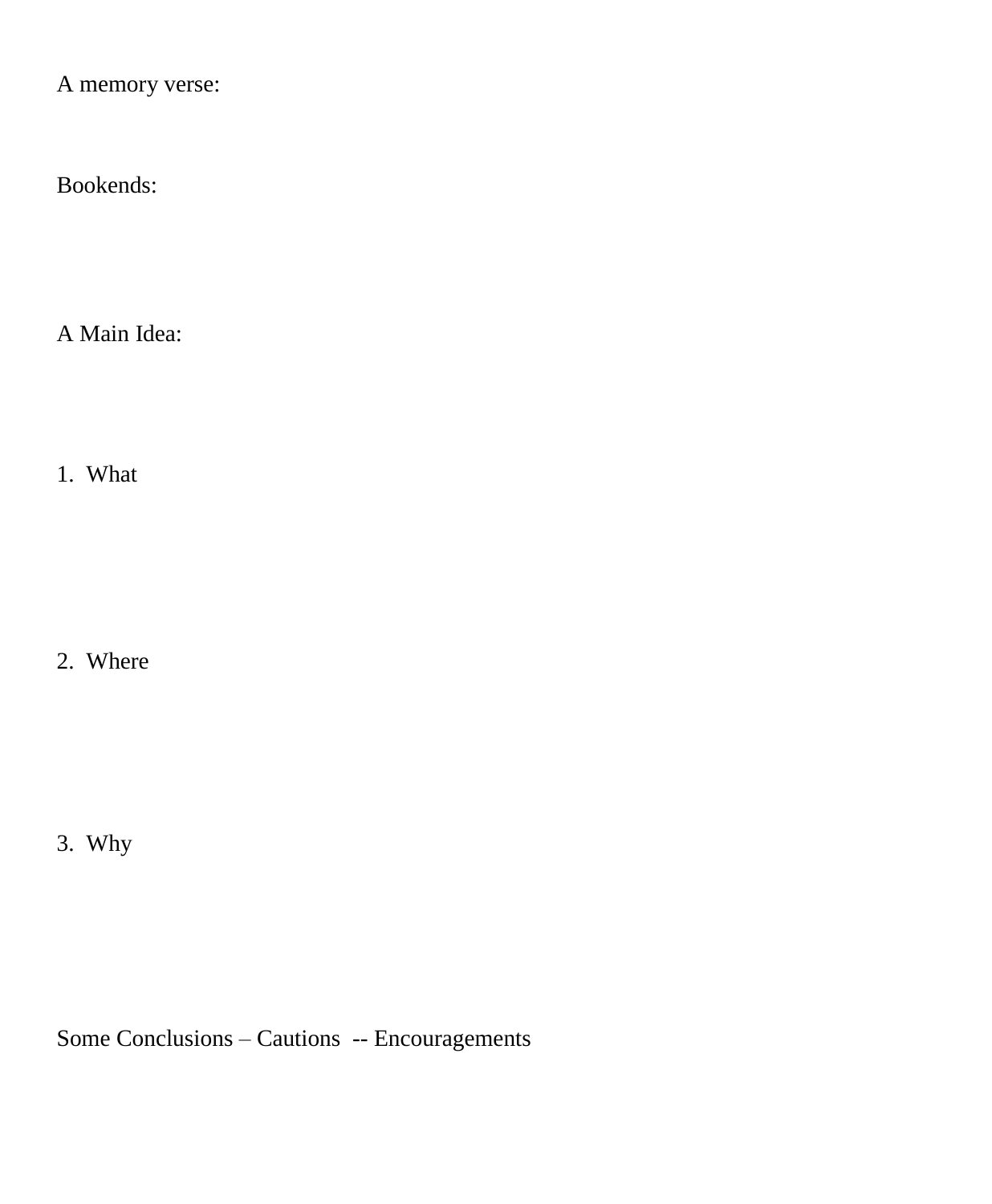A memory verse:

Bookends:

A Main Idea:

1. What

2. Where

3. Why

Some Conclusions – Cautions -- Encouragements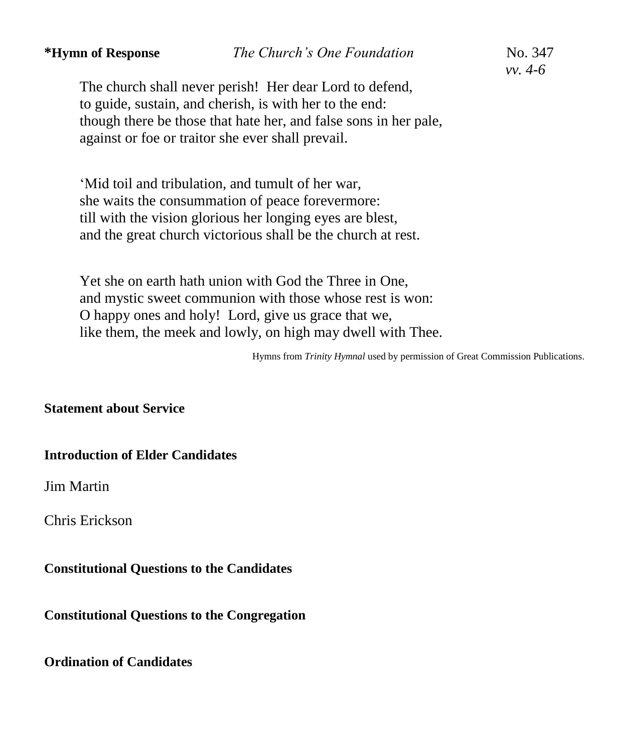**\*Hymn of Response** *The Church's One Foundation* No. 347 *vv. 4-6*

The church shall never perish! Her dear Lord to defend,
to guide, sustain, and cherish, is with her to the end:
though there be those that hate her, and false sons in her pale,
against or foe or traitor she ever shall prevail.

'Mid toil and tribulation, and tumult of her war,
she waits the consummation of peace forevermore:
till with the vision glorious her longing eyes are blest,
and the great church victorious shall be the church at rest.

Yet she on earth hath union with God the Three in One,
and mystic sweet communion with those whose rest is won:
O happy ones and holy! Lord, give us grace that we,
like them, the meek and lowly, on high may dwell with Thee.

Hymns from *Trinity Hymnal* used by permission of Great Commission Publications.

**Statement about Service**

**Introduction of Elder Candidates**

Jim Martin

Chris Erickson

**Constitutional Questions to the Candidates**

**Constitutional Questions to the Congregation**

**Ordination of Candidates**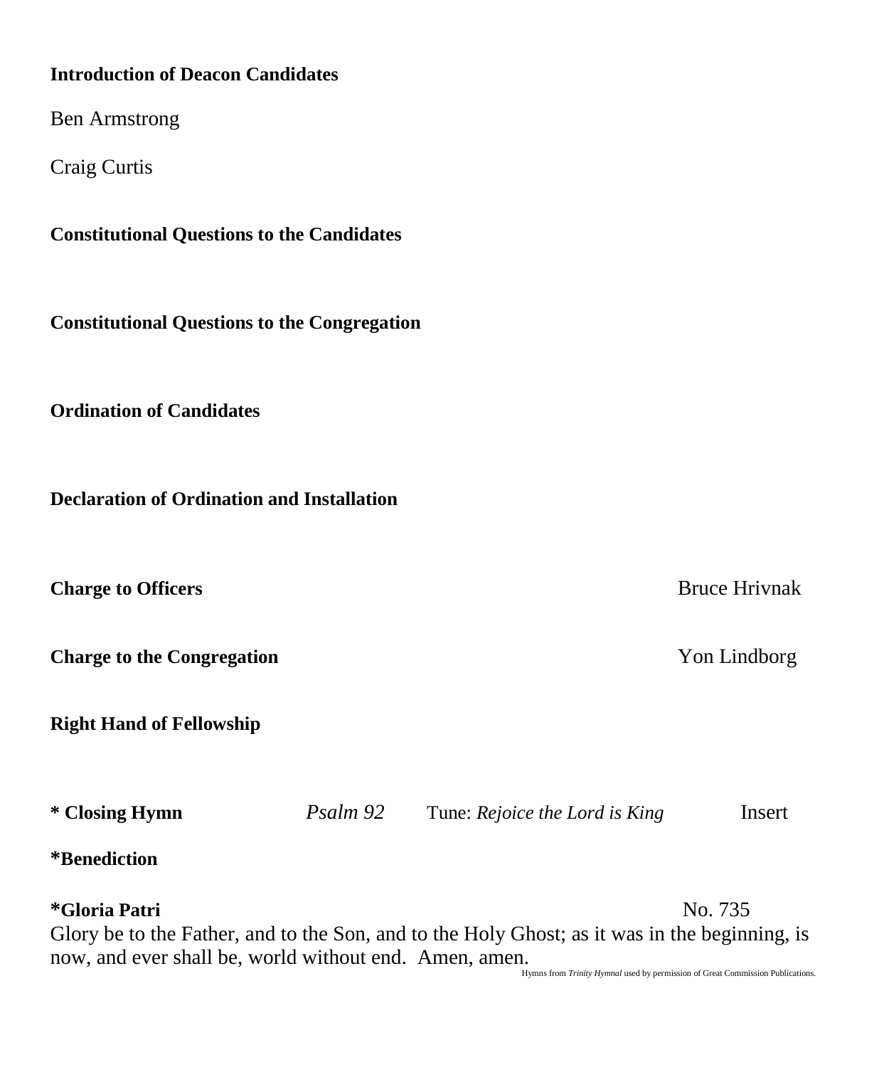**Introduction of Deacon Candidates**

Ben Armstrong

Craig Curtis

**Constitutional Questions to the Candidates**

**Constitutional Questions to the Congregation**

**Ordination of Candidates**

**Declaration of Ordination and Installation**

**Charge to Officers** Bruce Hrivnak

**Charge to the Congregation** Yon Lindborg

**Right Hand of Fellowship**

**\* Closing Hymn** *Psalm 92* Tune: *Rejoice the Lord is King* Insert

***Benediction**

***Gloria Patri** No. 735

Glory be to the Father, and to the Son, and to the Holy Ghost; as it was in the beginning, is now, and ever shall be, world without end. Amen, amen.

Hymns from *Trinity Hymnal* used by permission of Great Commission Publications.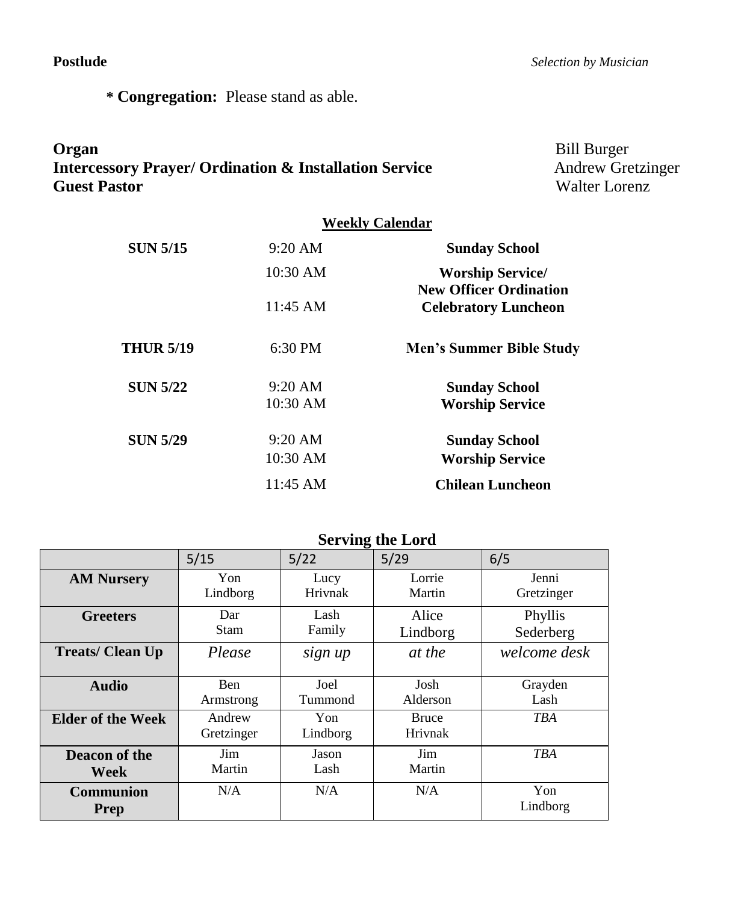**Postlude** *Selection by Musician*

**\* Congregation:** Please stand as able.

**Organ** Bill Burger
**Intercessory Prayer/ Ordination & Installation Service** Andrew Gretzinger
**Guest Pastor** Walter Lorenz

## Weekly Calendar

| | | |
|---|---|---|
| **SUN 5/15** | 9:20 AM | **Sunday School** |
| | 10:30 AM | **Worship Service/ New Officer Ordination** |
| | 11:45 AM | **Celebratory Luncheon** |
| **THUR 5/19** | 6:30 PM | **Men's Summer Bible Study** |
| **SUN 5/22** | 9:20 AM | **Sunday School** |
| | 10:30 AM | **Worship Service** |
| **SUN 5/29** | 9:20 AM | **Sunday School** |
| | 10:30 AM | **Worship Service** |
| | 11:45 AM | **Chilean Luncheon** |

## Serving the Lord

| | 5/15 | 5/22 | 5/29 | 6/5 |
|---|---|---|---|---|
| **AM Nursery** | Yon Lindborg | Lucy Hrivnak | Lorrie Martin | Jenni Gretzinger |
| **Greeters** | Dar Stam | Lash Family | Alice Lindborg | Phyllis Sederberg |
| **Treats/ Clean Up** | *Please* | *sign up* | *at the* | *welcome desk* |
| **Audio** | Ben Armstrong | Joel Tummond | Josh Alderson | Grayden Lash |
| **Elder of the Week** | Andrew Gretzinger | Yon Lindborg | Bruce Hrivnak | *TBA* |
| **Deacon of the Week** | Jim Martin | Jason Lash | Jim Martin | *TBA* |
| **Communion Prep** | N/A | N/A | N/A | Yon Lindborg |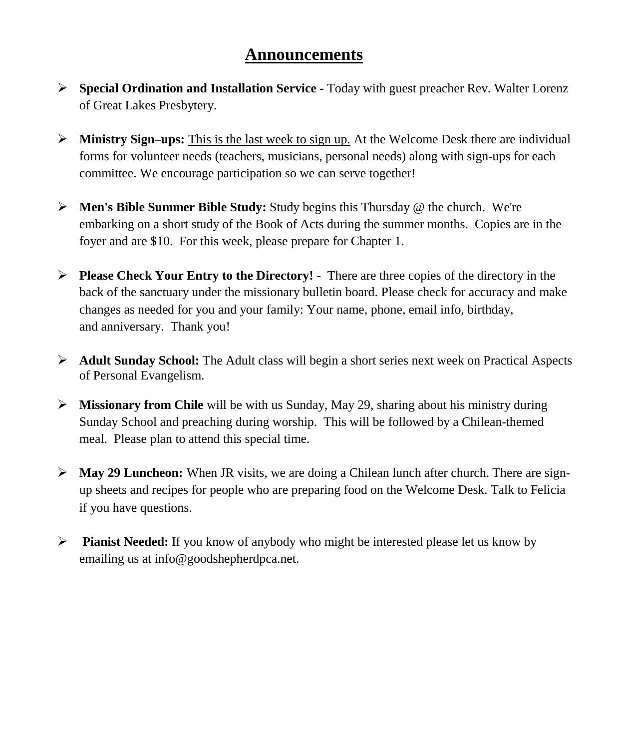# Announcements

- **Special Ordination and Installation Service -** Today with guest preacher Rev. Walter Lorenz of Great Lakes Presbytery.

- **Ministry Sign–ups:** This is the last week to sign up. At the Welcome Desk there are individual forms for volunteer needs (teachers, musicians, personal needs) along with sign-ups for each committee. We encourage participation so we can serve together!

- **Men's Bible Summer Bible Study:** Study begins this Thursday @ the church. We're embarking on a short study of the Book of Acts during the summer months. Copies are in the foyer and are $10. For this week, please prepare for Chapter 1.

- **Please Check Your Entry to the Directory! -** There are three copies of the directory in the back of the sanctuary under the missionary bulletin board. Please check for accuracy and make changes as needed for you and your family: Your name, phone, email info, birthday, and anniversary. Thank you!

- **Adult Sunday School:** The Adult class will begin a short series next week on Practical Aspects of Personal Evangelism.

- **Missionary from Chile** will be with us Sunday, May 29, sharing about his ministry during Sunday School and preaching during worship. This will be followed by a Chilean-themed meal. Please plan to attend this special time.

- **May 29 Luncheon:** When JR visits, we are doing a Chilean lunch after church. There are sign-up sheets and recipes for people who are preparing food on the Welcome Desk. Talk to Felicia if you have questions.

- **Pianist Needed:** If you know of anybody who might be interested please let us know by emailing us at info@goodshepherdpca.net.